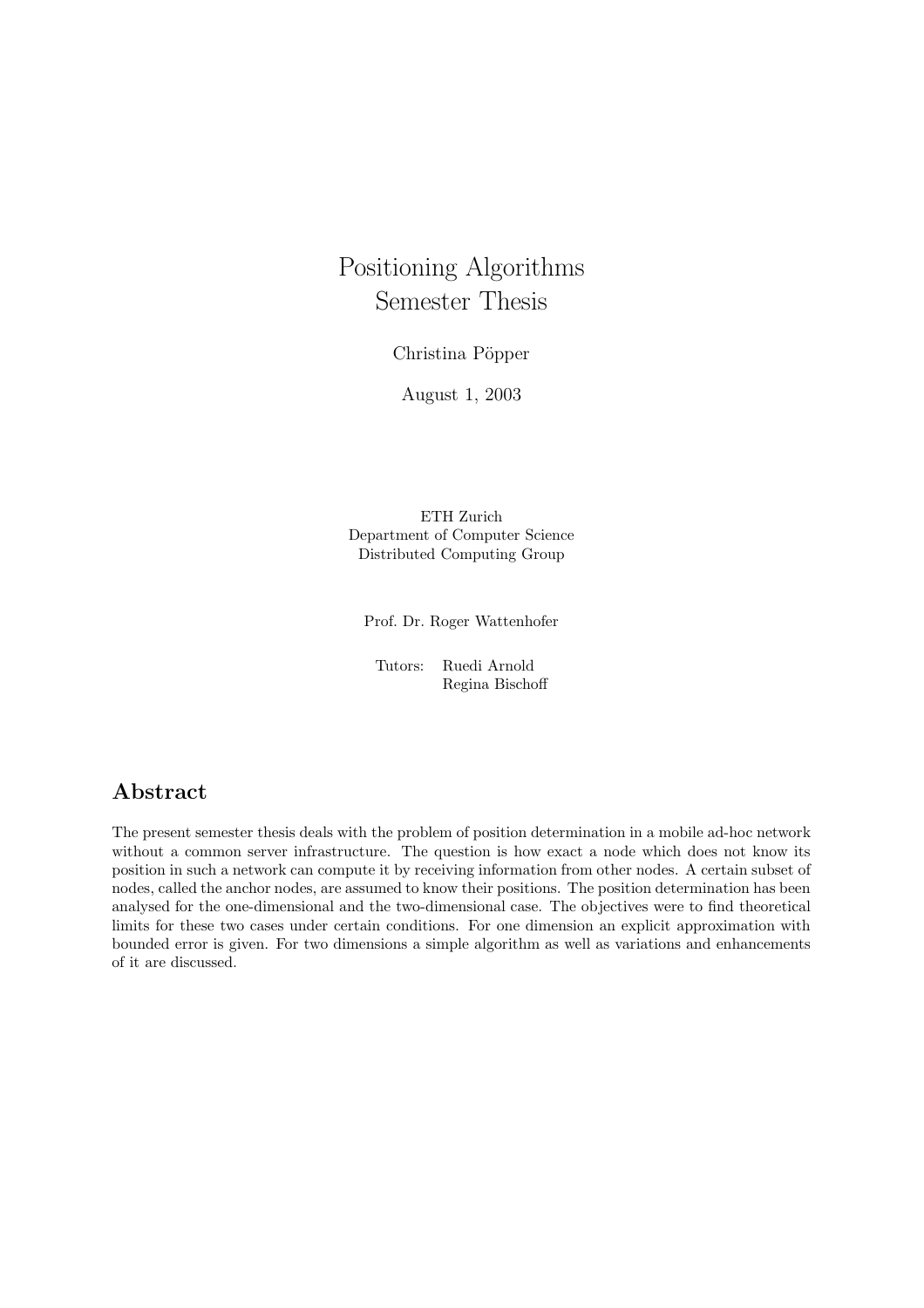# Positioning Algorithms
# Semester Thesis

Christina Pöpper

August 1, 2003

ETH Zurich
Department of Computer Science
Distributed Computing Group

Prof. Dr. Roger Wattenhofer

Tutors: Ruedi Arnold
Regina Bischoff

## Abstract

The present semester thesis deals with the problem of position determination in a mobile ad-hoc network without a common server infrastructure. The question is how exact a node which does not know its position in such a network can compute it by receiving information from other nodes. A certain subset of nodes, called the anchor nodes, are assumed to know their positions. The position determination has been analysed for the one-dimensional and the two-dimensional case. The objectives were to find theoretical limits for these two cases under certain conditions. For one dimension an explicit approximation with bounded error is given. For two dimensions a simple algorithm as well as variations and enhancements of it are discussed.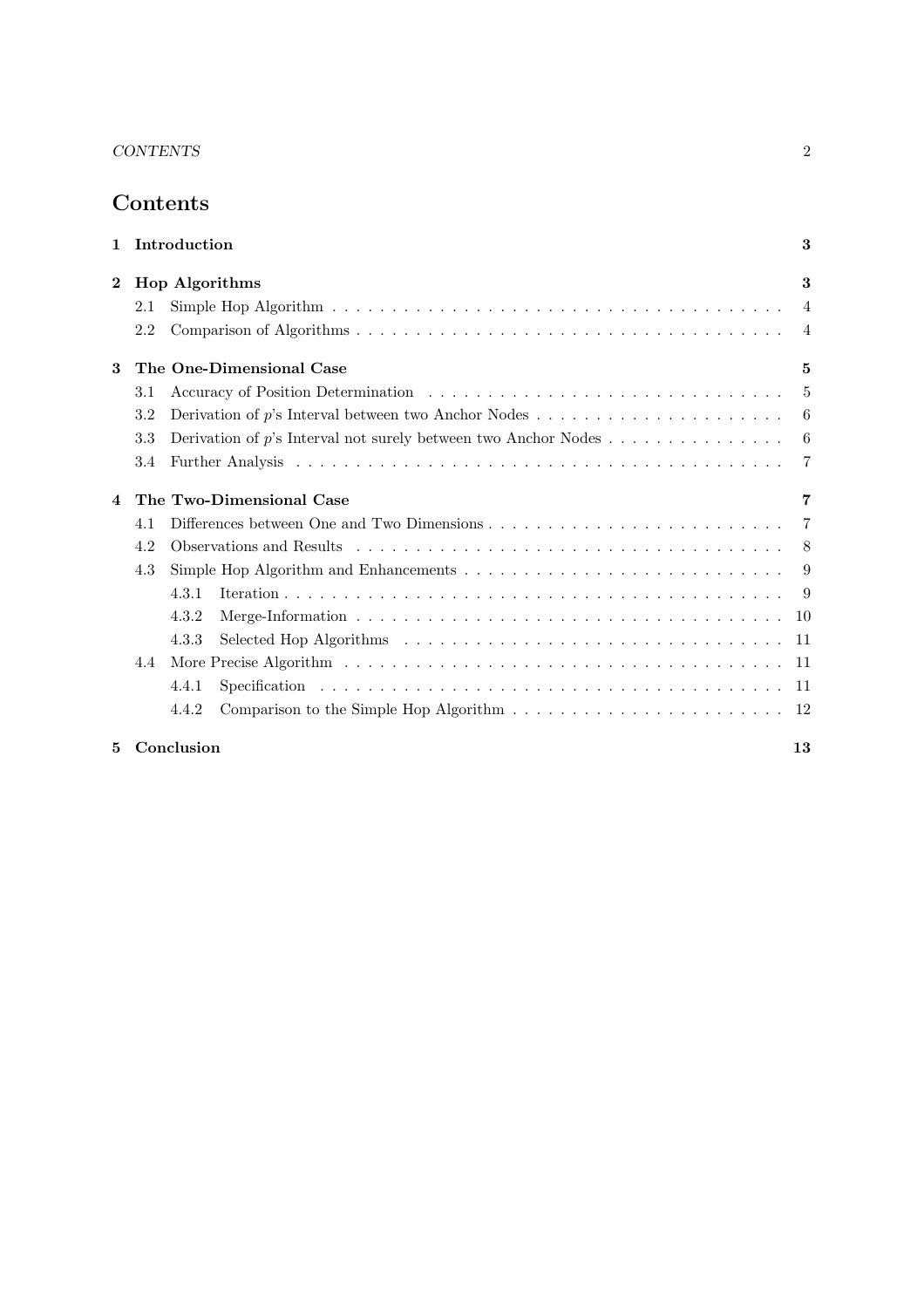# Contents

**1 Introduction** — 3

**2 Hop Algorithms** — 3
- 2.1 Simple Hop Algorithm — 4
- 2.2 Comparison of Algorithms — 4

**3 The One-Dimensional Case** — 5
- 3.1 Accuracy of Position Determination — 5
- 3.2 Derivation of $p$'s Interval between two Anchor Nodes — 6
- 3.3 Derivation of $p$'s Interval not surely between two Anchor Nodes — 6
- 3.4 Further Analysis — 7

**4 The Two-Dimensional Case** — 7
- 4.1 Differences between One and Two Dimensions — 7
- 4.2 Observations and Results — 8
- 4.3 Simple Hop Algorithm and Enhancements — 9
  - 4.3.1 Iteration — 9
  - 4.3.2 Merge-Information — 10
  - 4.3.3 Selected Hop Algorithms — 11
- 4.4 More Precise Algorithm — 11
  - 4.4.1 Specification — 11
  - 4.4.2 Comparison to the Simple Hop Algorithm — 12

**5 Conclusion** — 13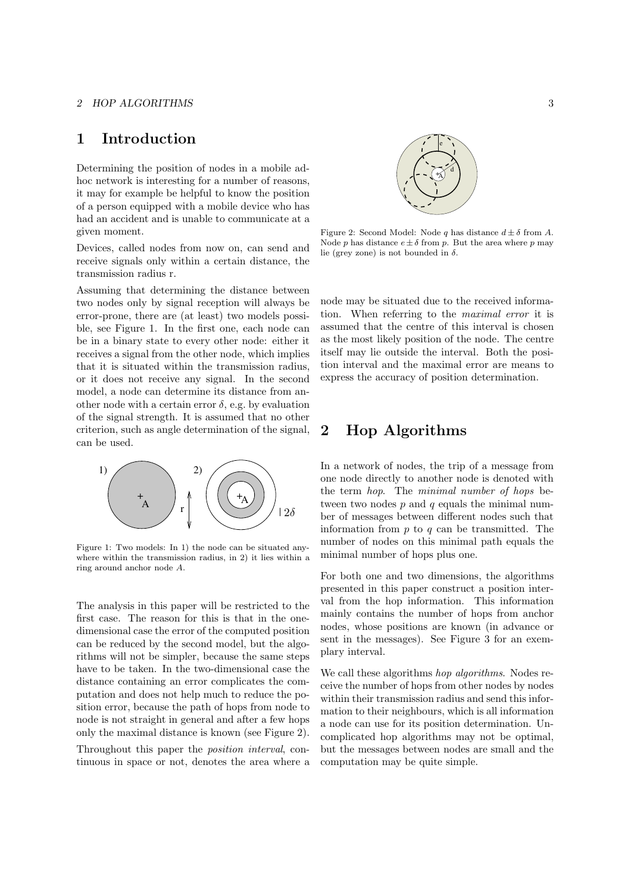# 1 Introduction

Determining the position of nodes in a mobile ad-hoc network is interesting for a number of reasons, it may for example be helpful to know the position of a person equipped with a mobile device who has had an accident and is unable to communicate at a given moment.

Devices, called nodes from now on, can send and receive signals only within a certain distance, the transmission radius r.

Assuming that determining the distance between two nodes only by signal reception will always be error-prone, there are (at least) two models possible, see Figure 1. In the first one, each node can be in a binary state to every other node: either it receives a signal from the other node, which implies that it is situated within the transmission radius, or it does not receive any signal. In the second model, a node can determine its distance from another node with a certain error $\delta$, e.g. by evaluation of the signal strength. It is assumed that no other criterion, such as angle determination of the signal, can be used.

Figure 1: Two models: In 1) the node can be situated anywhere within the transmission radius, in 2) it lies within a ring around anchor node $A$.

The analysis in this paper will be restricted to the first case. The reason for this is that in the one-dimensional case the error of the computed position can be reduced by the second model, but the algorithms will not be simpler, because the same steps have to be taken. In the two-dimensional case the distance containing an error complicates the computation and does not help much to reduce the position error, because the path of hops from node to node is not straight in general and after a few hops only the maximal distance is known (see Figure 2).

Throughout this paper the *position interval*, continuous in space or not, denotes the area where a node may be situated due to the received information. When referring to the *maximal error* it is assumed that the centre of this interval is chosen as the most likely position of the node. The centre itself may lie outside the interval. Both the position interval and the maximal error are means to express the accuracy of position determination.

Figure 2: Second Model: Node $q$ has distance $d \pm \delta$ from $A$. Node $p$ has distance $e \pm \delta$ from $p$. But the area where $p$ may lie (grey zone) is not bounded in $\delta$.

# 2 Hop Algorithms

In a network of nodes, the trip of a message from one node directly to another node is denoted with the term *hop*. The *minimal number of hops* between two nodes $p$ and $q$ equals the minimal number of messages between different nodes such that information from $p$ to $q$ can be transmitted. The number of nodes on this minimal path equals the minimal number of hops plus one.

For both one and two dimensions, the algorithms presented in this paper construct a position interval from the hop information. This information mainly contains the number of hops from anchor nodes, whose positions are known (in advance or sent in the messages). See Figure 3 for an exemplary interval.

We call these algorithms *hop algorithms*. Nodes receive the number of hops from other nodes by nodes within their transmission radius and send this information to their neighbours, which is all information a node can use for its position determination. Uncomplicated hop algorithms may not be optimal, but the messages between nodes are small and the computation may be quite simple.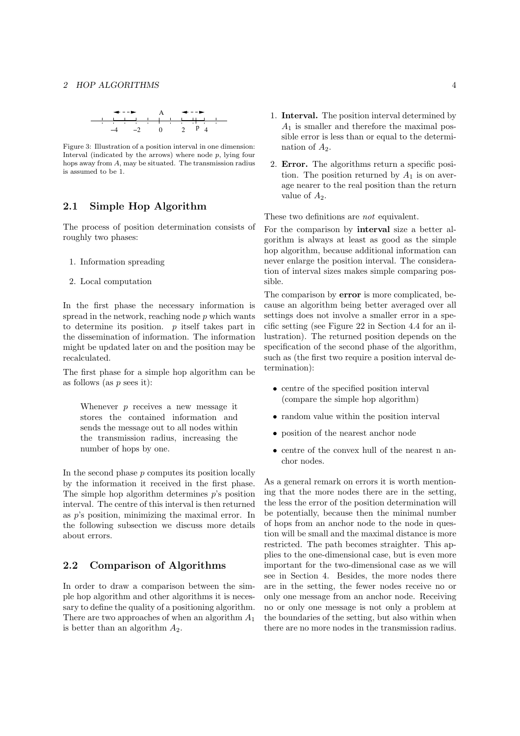Figure 3: Illustration of a position interval in one dimension: Interval (indicated by the arrows) where node $p$, lying four hops away from $A$, may be situated. The transmission radius is assumed to be 1.

## 2.1 Simple Hop Algorithm

The process of position determination consists of roughly two phases:

1. Information spreading
2. Local computation

In the first phase the necessary information is spread in the network, reaching node $p$ which wants to determine its position. $p$ itself takes part in the dissemination of information. The information might be updated later on and the position may be recalculated.

The first phase for a simple hop algorithm can be as follows (as $p$ sees it):

> Whenever $p$ receives a new message it stores the contained information and sends the message out to all nodes within the transmission radius, increasing the number of hops by one.

In the second phase $p$ computes its position locally by the information it received in the first phase. The simple hop algorithm determines $p$'s position interval. The centre of this interval is then returned as $p$'s position, minimizing the maximal error. In the following subsection we discuss more details about errors.

## 2.2 Comparison of Algorithms

In order to draw a comparison between the simple hop algorithm and other algorithms it is necessary to define the quality of a positioning algorithm. There are two approaches of when an algorithm $A_1$ is better than an algorithm $A_2$.

1. **Interval.** The position interval determined by $A_1$ is smaller and therefore the maximal possible error is less than or equal to the determination of $A_2$.
2. **Error.** The algorithms return a specific position. The position returned by $A_1$ is on average nearer to the real position than the return value of $A_2$.

These two definitions are *not* equivalent.

For the comparison by **interval** size a better algorithm is always at least as good as the simple hop algorithm, because additional information can never enlarge the position interval. The consideration of interval sizes makes simple comparing possible.

The comparison by **error** is more complicated, because an algorithm being better averaged over all settings does not involve a smaller error in a specific setting (see Figure 22 in Section 4.4 for an illustration). The returned position depends on the specification of the second phase of the algorithm, such as (the first two require a position interval determination):

- centre of the specified position interval (compare the simple hop algorithm)
- random value within the position interval
- position of the nearest anchor node
- centre of the convex hull of the nearest n anchor nodes.

As a general remark on errors it is worth mentioning that the more nodes there are in the setting, the less the error of the position determination will be potentially, because then the minimal number of hops from an anchor node to the node in question will be small and the maximal distance is more restricted. The path becomes straighter. This applies to the one-dimensional case, but is even more important for the two-dimensional case as we will see in Section 4. Besides, the more nodes there are in the setting, the fewer nodes receive no or only one message from an anchor node. Receiving no or only one message is not only a problem at the boundaries of the setting, but also within when there are no more nodes in the transmission radius.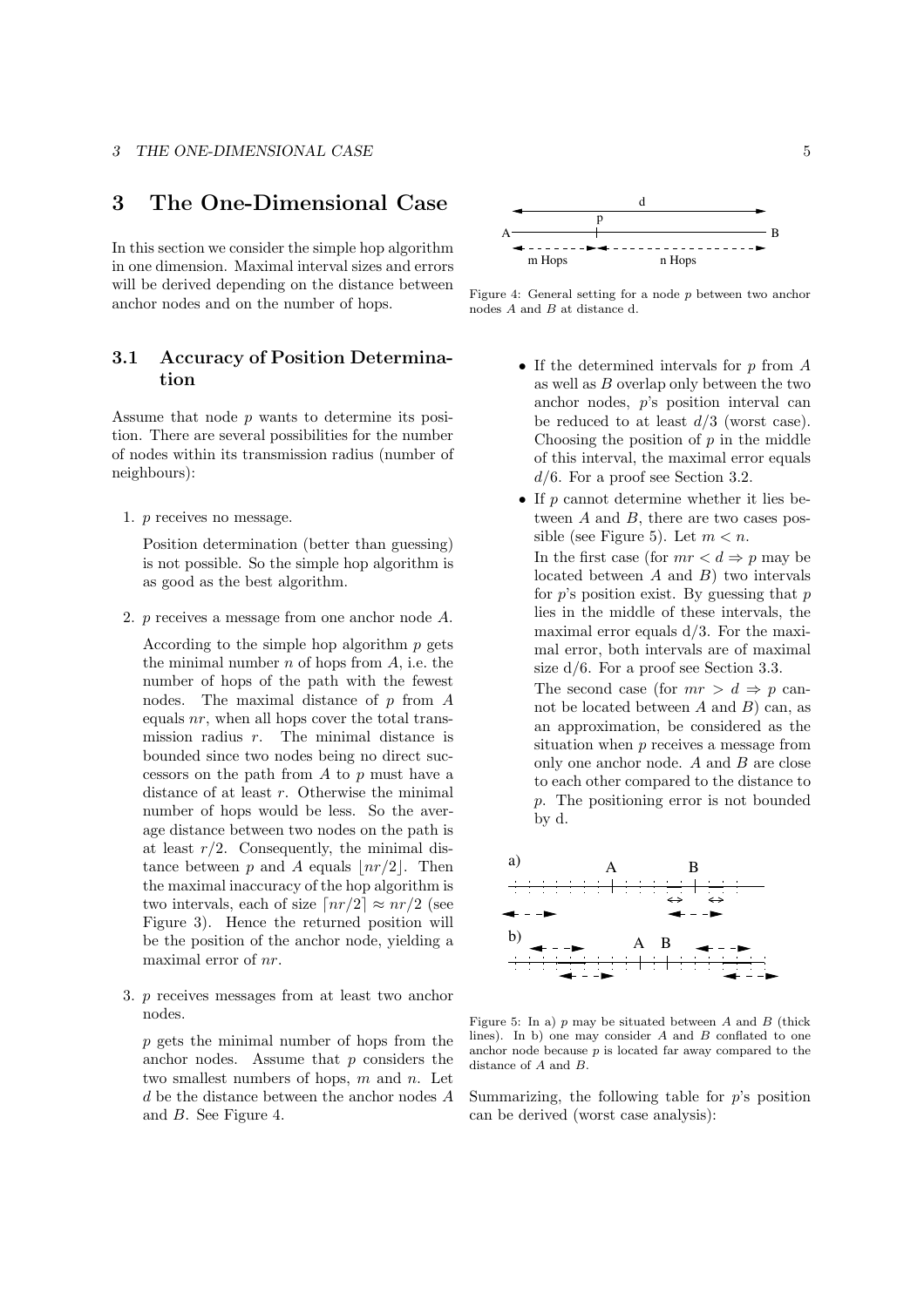# 3 The One-Dimensional Case

In this section we consider the simple hop algorithm in one dimension. Maximal interval sizes and errors will be derived depending on the distance between anchor nodes and on the number of hops.

## 3.1 Accuracy of Position Determination

Assume that node $p$ wants to determine its position. There are several possibilities for the number of nodes within its transmission radius (number of neighbours):

1. $p$ receives no message.

   Position determination (better than guessing) is not possible. So the simple hop algorithm is as good as the best algorithm.

2. $p$ receives a message from one anchor node $A$.

   According to the simple hop algorithm $p$ gets the minimal number $n$ of hops from $A$, i.e. the number of hops of the path with the fewest nodes. The maximal distance of $p$ from $A$ equals $nr$, when all hops cover the total transmission radius $r$. The minimal distance is bounded since two nodes being no direct successors on the path from $A$ to $p$ must have a distance of at least $r$. Otherwise the minimal number of hops would be less. So the average distance between two nodes on the path is at least $r/2$. Consequently, the minimal distance between $p$ and $A$ equals $\lfloor nr/2 \rfloor$. Then the maximal inaccuracy of the hop algorithm is two intervals, each of size $\lceil nr/2 \rceil \approx nr/2$ (see Figure 3). Hence the returned position will be the position of the anchor node, yielding a maximal error of $nr$.

3. $p$ receives messages from at least two anchor nodes.

   $p$ gets the minimal number of hops from the anchor nodes. Assume that $p$ considers the two smallest numbers of hops, $m$ and $n$. Let $d$ be the distance between the anchor nodes $A$ and $B$. See Figure 4.

Figure 4: General setting for a node $p$ between two anchor nodes $A$ and $B$ at distance d.

- If the determined intervals for $p$ from $A$ as well as $B$ overlap only between the two anchor nodes, $p$'s position interval can be reduced to at least $d/3$ (worst case). Choosing the position of $p$ in the middle of this interval, the maximal error equals $d/6$. For a proof see Section 3.2.
- If $p$ cannot determine whether it lies between $A$ and $B$, there are two cases possible (see Figure 5). Let $m < n$.

  In the first case (for $mr < d \Rightarrow p$ may be located between $A$ and $B$) two intervals for $p$'s position exist. By guessing that $p$ lies in the middle of these intervals, the maximal error equals d/3. For the maximal error, both intervals are of maximal size d/6. For a proof see Section 3.3.

  The second case (for $mr > d \Rightarrow p$ cannot be located between $A$ and $B$) can, as an approximation, be considered as the situation when $p$ receives a message from only one anchor node. $A$ and $B$ are close to each other compared to the distance to $p$. The positioning error is not bounded by d.

Figure 5: In a) $p$ may be situated between $A$ and $B$ (thick lines). In b) one may consider $A$ and $B$ conflated to one anchor node because $p$ is located far away compared to the distance of $A$ and $B$.

Summarizing, the following table for $p$'s position can be derived (worst case analysis):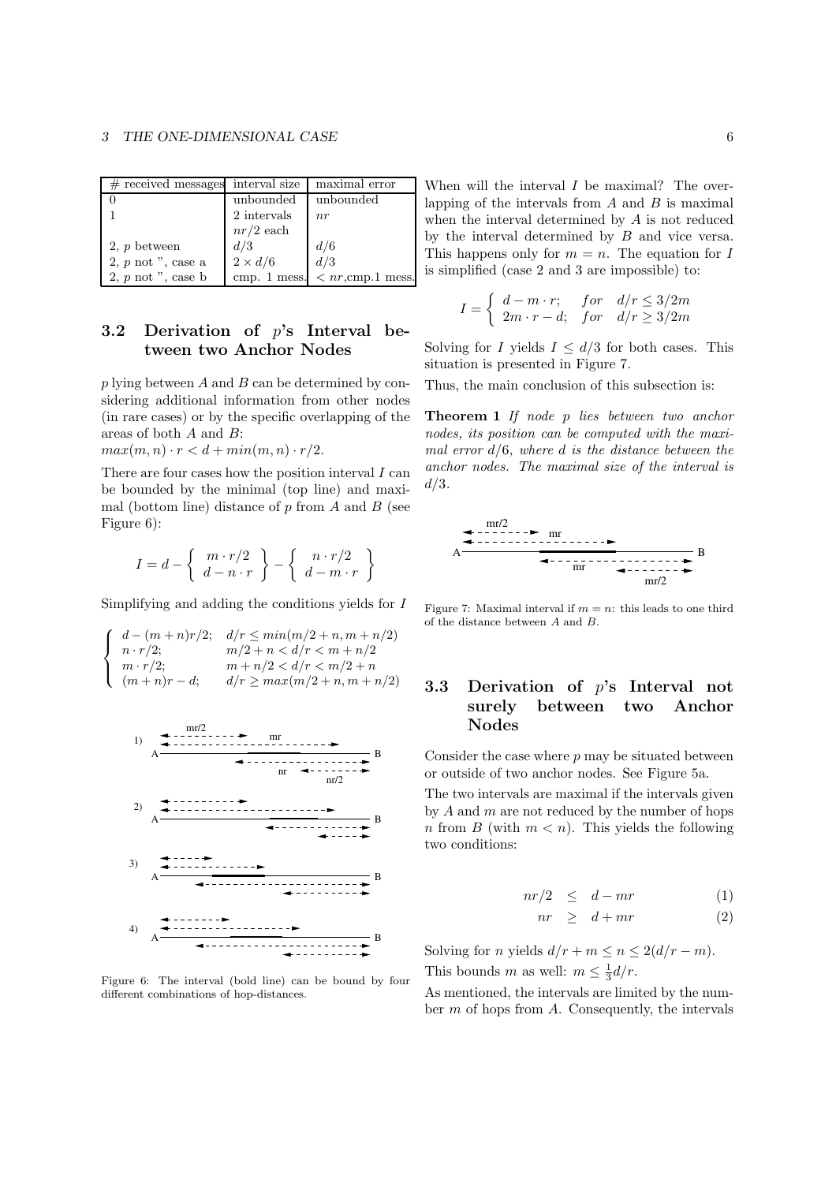| # received messages | interval size | maximal error |
|---|---|---|
| 0 | unbounded | unbounded |
| 1 | 2 intervals $nr/2$ each | $nr$ |
| 2, $p$ between | $d/3$ | $d/6$ |
| 2, $p$ not ", case a | $2 \times d/6$ | $d/3$ |
| 2, $p$ not ", case b | cmp. 1 mess. | $< nr$,cmp.1 mess. |

### 3.2 Derivation of $p$'s Interval between two Anchor Nodes

$p$ lying between $A$ and $B$ can be determined by considering additional information from other nodes (in rare cases) or by the specific overlapping of the areas of both $A$ and $B$:

$max(m, n) \cdot r < d + min(m, n) \cdot r/2$.

There are four cases how the position interval $I$ can be bounded by the minimal (top line) and maximal (bottom line) distance of $p$ from $A$ and $B$ (see Figure 6):

$$I = d - \left\{ \begin{array}{c} m \cdot r/2 \\ d - n \cdot r \end{array} \right\} - \left\{ \begin{array}{c} n \cdot r/2 \\ d - m \cdot r \end{array} \right\}$$

Simplifying and adding the conditions yields for $I$

$$\left\{ \begin{array}{ll} d - (m+n)r/2; & d/r \leq min(m/2+n, m+n/2) \\ n \cdot r/2; & m/2+n < d/r < m+n/2 \\ m \cdot r/2; & m+n/2 < d/r < m/2+n \\ (m+n)r - d; & d/r \geq max(m/2+n, m+n/2) \end{array} \right.$$

Figure 6: The interval (bold line) can be bound by four different combinations of hop-distances.

When will the interval $I$ be maximal? The overlapping of the intervals from $A$ and $B$ is maximal when the interval determined by $A$ is not reduced by the interval determined by $B$ and vice versa. This happens only for $m = n$. The equation for $I$ is simplified (case 2 and 3 are impossible) to:

$$I = \left\{ \begin{array}{ll} d - m \cdot r; & for \quad d/r \leq 3/2m \\ 2m \cdot r - d; & for \quad d/r \geq 3/2m \end{array} \right.$$

Solving for $I$ yields $I \leq d/3$ for both cases. This situation is presented in Figure 7.

Thus, the main conclusion of this subsection is:

**Theorem 1** *If node $p$ lies between two anchor nodes, its position can be computed with the maximal error $d/6$, where $d$ is the distance between the anchor nodes. The maximal size of the interval is $d/3$.*

Figure 7: Maximal interval if $m = n$: this leads to one third of the distance between $A$ and $B$.

### 3.3 Derivation of $p$'s Interval not surely between two Anchor Nodes

Consider the case where $p$ may be situated between or outside of two anchor nodes. See Figure 5a.

The two intervals are maximal if the intervals given by $A$ and $m$ are not reduced by the number of hops $n$ from $B$ (with $m < n$). This yields the following two conditions:

$$nr/2 \quad \leq \quad d - mr \qquad (1)$$

$$nr \quad \geq \quad d + mr \qquad (2)$$

Solving for $n$ yields $d/r + m \leq n \leq 2(d/r - m)$. This bounds $m$ as well: $m \leq \frac{1}{3}d/r$.

As mentioned, the intervals are limited by the number $m$ of hops from $A$. Consequently, the intervals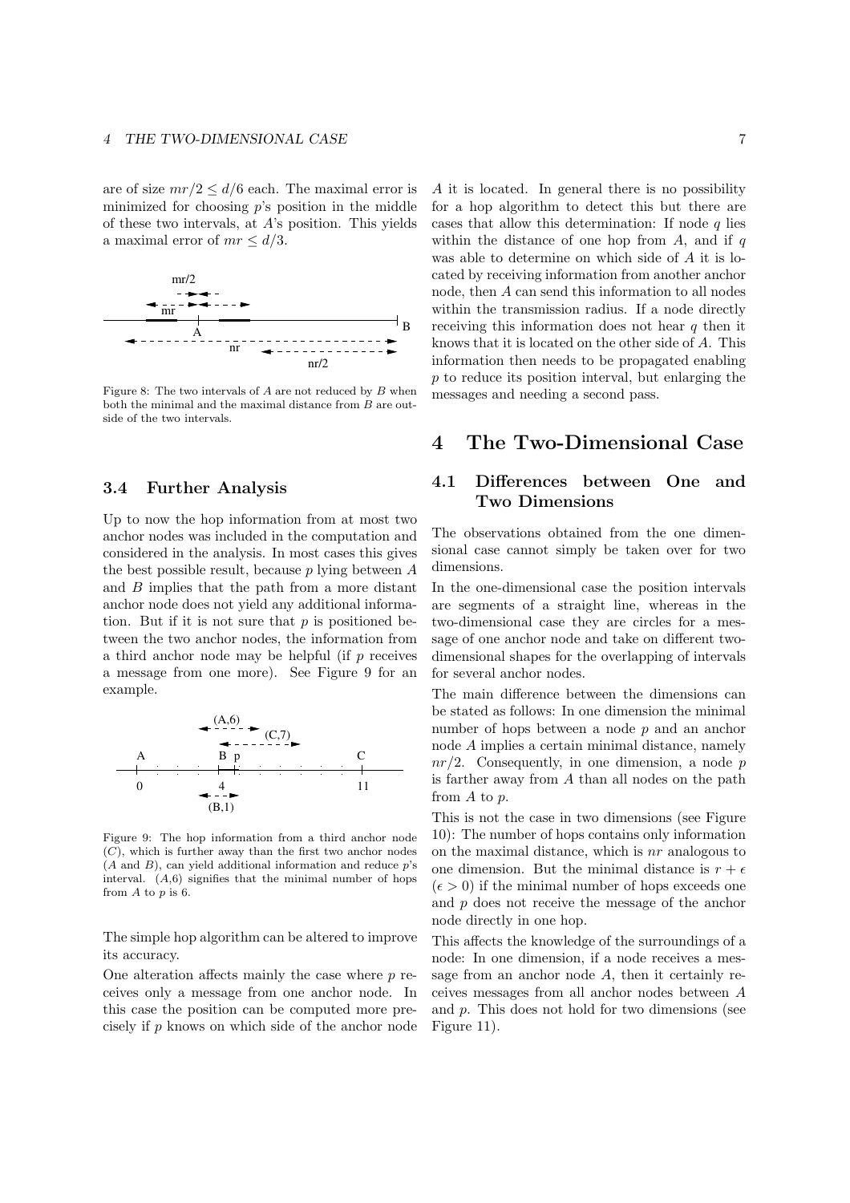are of size $mr/2 \leq d/6$ each. The maximal error is minimized for choosing $p$'s position in the middle of these two intervals, at $A$'s position. This yields a maximal error of $mr \leq d/3$.

Figure 8: The two intervals of $A$ are not reduced by $B$ when both the minimal and the maximal distance from $B$ are outside of the two intervals.

### 3.4 Further Analysis

Up to now the hop information from at most two anchor nodes was included in the computation and considered in the analysis. In most cases this gives the best possible result, because $p$ lying between $A$ and $B$ implies that the path from a more distant anchor node does not yield any additional information. But if it is not sure that $p$ is positioned between the two anchor nodes, the information from a third anchor node may be helpful (if $p$ receives a message from one more). See Figure 9 for an example.

Figure 9: The hop information from a third anchor node ($C$), which is further away than the first two anchor nodes ($A$ and $B$), can yield additional information and reduce $p$'s interval. $(A,6)$ signifies that the minimal number of hops from $A$ to $p$ is 6.

The simple hop algorithm can be altered to improve its accuracy.

One alteration affects mainly the case where $p$ receives only a message from one anchor node. In this case the position can be computed more precisely if $p$ knows on which side of the anchor node $A$ it is located. In general there is no possibility for a hop algorithm to detect this but there are cases that allow this determination: If node $q$ lies within the distance of one hop from $A$, and if $q$ was able to determine on which side of $A$ it is located by receiving information from another anchor node, then $A$ can send this information to all nodes within the transmission radius. If a node directly receiving this information does not hear $q$ then it knows that it is located on the other side of $A$. This information then needs to be propagated enabling $p$ to reduce its position interval, but enlarging the messages and needing a second pass.

## 4 The Two-Dimensional Case

### 4.1 Differences between One and Two Dimensions

The observations obtained from the one dimensional case cannot simply be taken over for two dimensions.

In the one-dimensional case the position intervals are segments of a straight line, whereas in the two-dimensional case they are circles for a message of one anchor node and take on different two-dimensional shapes for the overlapping of intervals for several anchor nodes.

The main difference between the dimensions can be stated as follows: In one dimension the minimal number of hops between a node $p$ and an anchor node $A$ implies a certain minimal distance, namely $nr/2$. Consequently, in one dimension, a node $p$ is farther away from $A$ than all nodes on the path from $A$ to $p$.

This is not the case in two dimensions (see Figure 10): The number of hops contains only information on the maximal distance, which is $nr$ analogous to one dimension. But the minimal distance is $r + \epsilon$ ($\epsilon > 0$) if the minimal number of hops exceeds one and $p$ does not receive the message of the anchor node directly in one hop.

This affects the knowledge of the surroundings of a node: In one dimension, if a node receives a message from an anchor node $A$, then it certainly receives messages from all anchor nodes between $A$ and $p$. This does not hold for two dimensions (see Figure 11).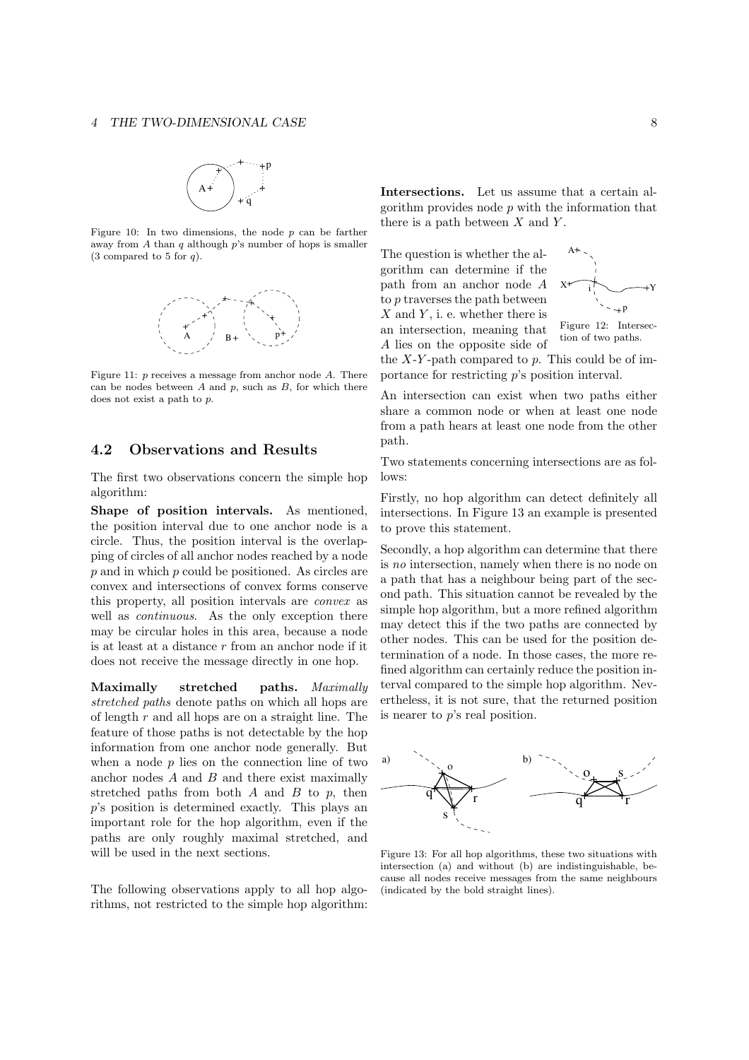Figure 10: In two dimensions, the node $p$ can be farther away from $A$ than $q$ although $p$'s number of hops is smaller (3 compared to 5 for $q$).

Figure 11: $p$ receives a message from anchor node $A$. There can be nodes between $A$ and $p$, such as $B$, for which there does not exist a path to $p$.

## 4.2 Observations and Results

The first two observations concern the simple hop algorithm:

**Shape of position intervals.** As mentioned, the position interval due to one anchor node is a circle. Thus, the position interval is the overlapping of circles of all anchor nodes reached by a node $p$ and in which $p$ could be positioned. As circles are convex and intersections of convex forms conserve this property, all position intervals are *convex* as well as *continuous*. As the only exception there may be circular holes in this area, because a node is at least at a distance $r$ from an anchor node if it does not receive the message directly in one hop.

**Maximally stretched paths.** *Maximally stretched paths* denote paths on which all hops are of length $r$ and all hops are on a straight line. The feature of those paths is not detectable by the hop information from one anchor node generally. But when a node $p$ lies on the connection line of two anchor nodes $A$ and $B$ and there exist maximally stretched paths from both $A$ and $B$ to $p$, then $p$'s position is determined exactly. This plays an important role for the hop algorithm, even if the paths are only roughly maximal stretched, and will be used in the next sections.

The following observations apply to all hop algorithms, not restricted to the simple hop algorithm:

**Intersections.** Let us assume that a certain algorithm provides node $p$ with the information that there is a path between $X$ and $Y$.

The question is whether the algorithm can determine if the path from an anchor node $A$ to $p$ traverses the path between $X$ and $Y$, i. e. whether there is an intersection, meaning that $A$ lies on the opposite side of the $X$-$Y$-path compared to $p$. This could be of importance for restricting $p$'s position interval.

Figure 12: Intersection of two paths.

An intersection can exist when two paths either share a common node or when at least one node from a path hears at least one node from the other path.

Two statements concerning intersections are as follows:

Firstly, no hop algorithm can detect definitely all intersections. In Figure 13 an example is presented to prove this statement.

Secondly, a hop algorithm can determine that there is *no* intersection, namely when there is no node on a path that has a neighbour being part of the second path. This situation cannot be revealed by the simple hop algorithm, but a more refined algorithm may detect this if the two paths are connected by other nodes. This can be used for the position determination of a node. In those cases, the more refined algorithm can certainly reduce the position interval compared to the simple hop algorithm. Nevertheless, it is not sure, that the returned position is nearer to $p$'s real position.

Figure 13: For all hop algorithms, these two situations with intersection (a) and without (b) are indistinguishable, because all nodes receive messages from the same neighbours (indicated by the bold straight lines).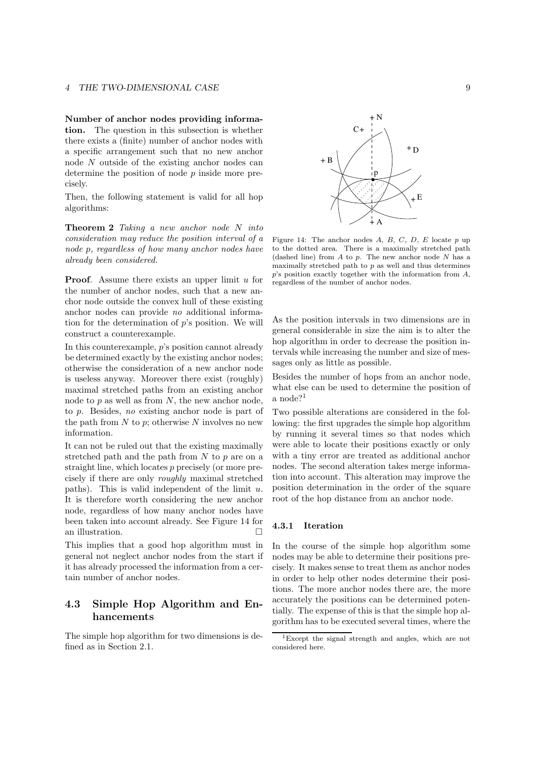**Number of anchor nodes providing information.** The question in this subsection is whether there exists a (finite) number of anchor nodes with a specific arrangement such that no new anchor node $N$ outside of the existing anchor nodes can determine the position of node $p$ inside more precisely.

Then, the following statement is valid for all hop algorithms:

**Theorem 2** *Taking a new anchor node $N$ into consideration may reduce the position interval of a node $p$, regardless of how many anchor nodes have already been considered.*

**Proof**. Assume there exists an upper limit $u$ for the number of anchor nodes, such that a new anchor node outside the convex hull of these existing anchor nodes can provide *no* additional information for the determination of $p$'s position. We will construct a counterexample.

In this counterexample, $p$'s position cannot already be determined exactly by the existing anchor nodes; otherwise the consideration of a new anchor node is useless anyway. Moreover there exist (roughly) maximal stretched paths from an existing anchor node to $p$ as well as from $N$, the new anchor node, to $p$. Besides, *no* existing anchor node is part of the path from $N$ to $p$; otherwise $N$ involves no new information.

It can not be ruled out that the existing maximally stretched path and the path from $N$ to $p$ are on a straight line, which locates $p$ precisely (or more precisely if there are only *roughly* maximal stretched paths). This is valid independent of the limit $u$. It is therefore worth considering the new anchor node, regardless of how many anchor nodes have been taken into account already. See Figure 14 for an illustration. □

This implies that a good hop algorithm must in general not neglect anchor nodes from the start if it has already processed the information from a certain number of anchor nodes.

Figure 14: The anchor nodes $A$, $B$, $C$, $D$, $E$ locate $p$ up to the dotted area. There is a maximally stretched path (dashed line) from $A$ to $p$. The new anchor node $N$ has a maximally stretched path to $p$ as well and thus determines $p$'s position exactly together with the information from $A$, regardless of the number of anchor nodes.

As the position intervals in two dimensions are in general considerable in size the aim is to alter the hop algorithm in order to decrease the position intervals while increasing the number and size of messages only as little as possible.

Besides the number of hops from an anchor node, what else can be used to determine the position of a node?[1]

Two possible alterations are considered in the following: the first upgrades the simple hop algorithm by running it several times so that nodes which were able to locate their positions exactly or only with a tiny error are treated as additional anchor nodes. The second alteration takes merge information into account. This alteration may improve the position determination in the order of the square root of the hop distance from an anchor node.

## 4.3 Simple Hop Algorithm and Enhancements

The simple hop algorithm for two dimensions is defined as in Section 2.1.

### 4.3.1 Iteration

In the course of the simple hop algorithm some nodes may be able to determine their positions precisely. It makes sense to treat them as anchor nodes in order to help other nodes determine their positions. The more anchor nodes there are, the more accurately the positions can be determined potentially. The expense of this is that the simple hop algorithm has to be executed several times, where the

[1] Except the signal strength and angles, which are not considered here.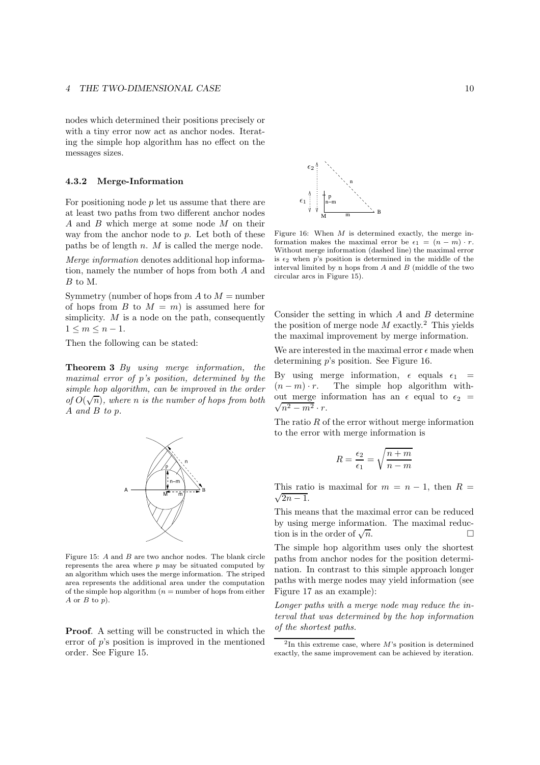nodes which determined their positions precisely or with a tiny error now act as anchor nodes. Iterating the simple hop algorithm has no effect on the messages sizes.

### 4.3.2 Merge-Information

For positioning node $p$ let us assume that there are at least two paths from two different anchor nodes $A$ and $B$ which merge at some node $M$ on their way from the anchor node to $p$. Let both of these paths be of length $n$. $M$ is called the merge node.

*Merge information* denotes additional hop information, namely the number of hops from both $A$ and $B$ to M.

Symmetry (number of hops from $A$ to $M$ = number of hops from $B$ to $M = m$) is assumed here for simplicity. $M$ is a node on the path, consequently $1 \leq m \leq n-1$.

Then the following can be stated:

**Theorem 3** *By using merge information, the maximal error of p's position, determined by the simple hop algorithm, can be improved in the order of $O(\sqrt{n})$, where $n$ is the number of hops from both $A$ and $B$ to $p$.*

Figure 15: $A$ and $B$ are two anchor nodes. The blank circle represents the area where $p$ may be situated computed by an algorithm which uses the merge information. The striped area represents the additional area under the computation of the simple hop algorithm ($n$ = number of hops from either $A$ or $B$ to $p$).

**Proof**. A setting will be constructed in which the error of $p$'s position is improved in the mentioned order. See Figure 15.

Figure 16: When $M$ is determined exactly, the merge information makes the maximal error be $\epsilon_1 = (n-m) \cdot r$. Without merge information (dashed line) the maximal error is $\epsilon_2$ when $p$'s position is determined in the middle of the interval limited by n hops from $A$ and $B$ (middle of the two circular arcs in Figure 15).

Consider the setting in which $A$ and $B$ determine the position of merge node $M$ exactly.[2] This yields the maximal improvement by merge information.

We are interested in the maximal error $\epsilon$ made when determining $p$'s position. See Figure 16.

By using merge information, $\epsilon$ equals $\epsilon_1 = (n-m) \cdot r$. The simple hop algorithm without merge information has an $\epsilon$ equal to $\epsilon_2 = \sqrt{n^2 - m^2} \cdot r$.

The ratio $R$ of the error without merge information to the error with merge information is

$$R = \frac{\epsilon_2}{\epsilon_1} = \sqrt{\frac{n+m}{n-m}}$$

This ratio is maximal for $m = n-1$, then $R = \sqrt{2n-1}$.

This means that the maximal error can be reduced by using merge information. The maximal reduction is in the order of $\sqrt{n}$. □

The simple hop algorithm uses only the shortest paths from anchor nodes for the position determination. In contrast to this simple approach longer paths with merge nodes may yield information (see Figure 17 as an example):

*Longer paths with a merge node may reduce the interval that was determined by the hop information of the shortest paths.*

[2] In this extreme case, where $M$'s position is determined exactly, the same improvement can be achieved by iteration.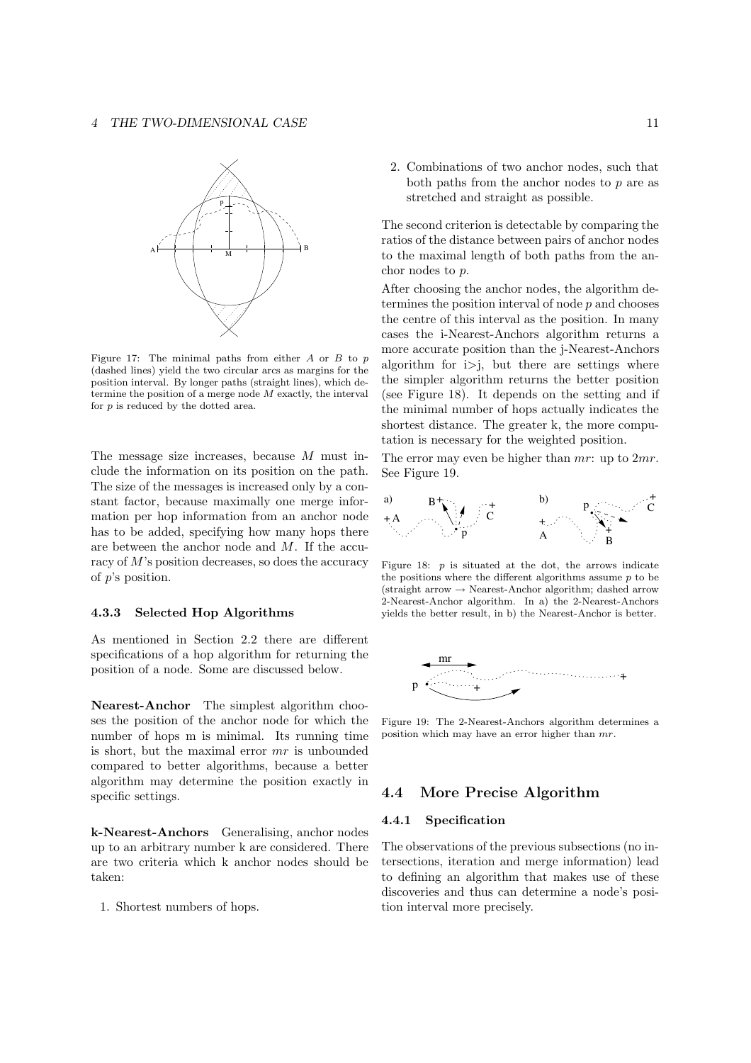Figure 17: The minimal paths from either $A$ or $B$ to $p$ (dashed lines) yield the two circular arcs as margins for the position interval. By longer paths (straight lines), which determine the position of a merge node $M$ exactly, the interval for $p$ is reduced by the dotted area.

The message size increases, because $M$ must include the information on its position on the path. The size of the messages is increased only by a constant factor, because maximally one merge information per hop information from an anchor node has to be added, specifying how many hops there are between the anchor node and $M$. If the accuracy of $M$'s position decreases, so does the accuracy of $p$'s position.

#### 4.3.3 Selected Hop Algorithms

As mentioned in Section 2.2 there are different specifications of a hop algorithm for returning the position of a node. Some are discussed below.

**Nearest-Anchor** The simplest algorithm chooses the position of the anchor node for which the number of hops m is minimal. Its running time is short, but the maximal error $mr$ is unbounded compared to better algorithms, because a better algorithm may determine the position exactly in specific settings.

**k-Nearest-Anchors** Generalising, anchor nodes up to an arbitrary number k are considered. There are two criteria which k anchor nodes should be taken:

1. Shortest numbers of hops.
2. Combinations of two anchor nodes, such that both paths from the anchor nodes to $p$ are as stretched and straight as possible.

The second criterion is detectable by comparing the ratios of the distance between pairs of anchor nodes to the maximal length of both paths from the anchor nodes to $p$.

After choosing the anchor nodes, the algorithm determines the position interval of node $p$ and chooses the centre of this interval as the position. In many cases the i-Nearest-Anchors algorithm returns a more accurate position than the j-Nearest-Anchors algorithm for i>j, but there are settings where the simpler algorithm returns the better position (see Figure 18). It depends on the setting and if the minimal number of hops actually indicates the shortest distance. The greater k, the more computation is necessary for the weighted position.

The error may even be higher than $mr$: up to $2mr$. See Figure 19.

Figure 18: $p$ is situated at the dot, the arrows indicate the positions where the different algorithms assume $p$ to be (straight arrow → Nearest-Anchor algorithm; dashed arrow 2-Nearest-Anchor algorithm. In a) the 2-Nearest-Anchors yields the better result, in b) the Nearest-Anchor is better.

Figure 19: The 2-Nearest-Anchors algorithm determines a position which may have an error higher than $mr$.

## 4.4 More Precise Algorithm

#### 4.4.1 Specification

The observations of the previous subsections (no intersections, iteration and merge information) lead to defining an algorithm that makes use of these discoveries and thus can determine a node's position interval more precisely.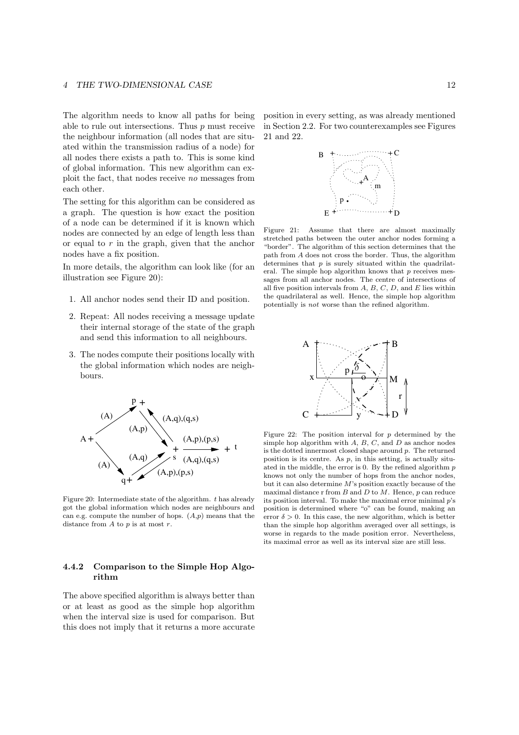The algorithm needs to know all paths for being able to rule out intersections. Thus $p$ must receive the neighbour information (all nodes that are situated within the transmission radius of a node) for all nodes there exists a path to. This is some kind of global information. This new algorithm can exploit the fact, that nodes receive *no* messages from each other.

The setting for this algorithm can be considered as a graph. The question is how exact the position of a node can be determined if it is known which nodes are connected by an edge of length less than or equal to $r$ in the graph, given that the anchor nodes have a fix position.

In more details, the algorithm can look like (for an illustration see Figure 20):

1. All anchor nodes send their ID and position.
2. Repeat: All nodes receiving a message update their internal storage of the state of the graph and send this information to all neighbours.
3. The nodes compute their positions locally with the global information which nodes are neighbours.

Figure 20: Intermediate state of the algorithm. $t$ has already got the global information which nodes are neighbours and can e.g. compute the number of hops. $(A,p)$ means that the distance from $A$ to $p$ is at most $r$.

### 4.4.2 Comparison to the Simple Hop Algorithm

The above specified algorithm is always better than or at least as good as the simple hop algorithm when the interval size is used for comparison. But this does not imply that it returns a more accurate position in every setting, as was already mentioned in Section 2.2. For two counterexamples see Figures 21 and 22.

Figure 21: Assume that there are almost maximally stretched paths between the outer anchor nodes forming a "border". The algorithm of this section determines that the path from $A$ does not cross the border. Thus, the algorithm determines that $p$ is surely situated within the quadrilateral. The simple hop algorithm knows that $p$ receives messages from all anchor nodes. The centre of intersections of all five position intervals from $A$, $B$, $C$, $D$, and $E$ lies within the quadrilateral as well. Hence, the simple hop algorithm potentially is *not* worse than the refined algorithm.

Figure 22: The position interval for $p$ determined by the simple hop algorithm with $A$, $B$, $C$, and $D$ as anchor nodes is the dotted innermost closed shape around $p$. The returned position is its centre. As $p$, in this setting, is actually situated in the middle, the error is 0. By the refined algorithm $p$ knows not only the number of hops from the anchor nodes, but it can also determine $M$'s position exactly because of the maximal distance r from $B$ and $D$ to $M$. Hence, $p$ can reduce its position interval. To make the maximal error minimal $p$'s position is determined where "o" can be found, making an error $\delta > 0$. In this case, the new algorithm, which is better than the simple hop algorithm averaged over all settings, is worse in regards to the made position error. Nevertheless, its maximal error as well as its interval size are still less.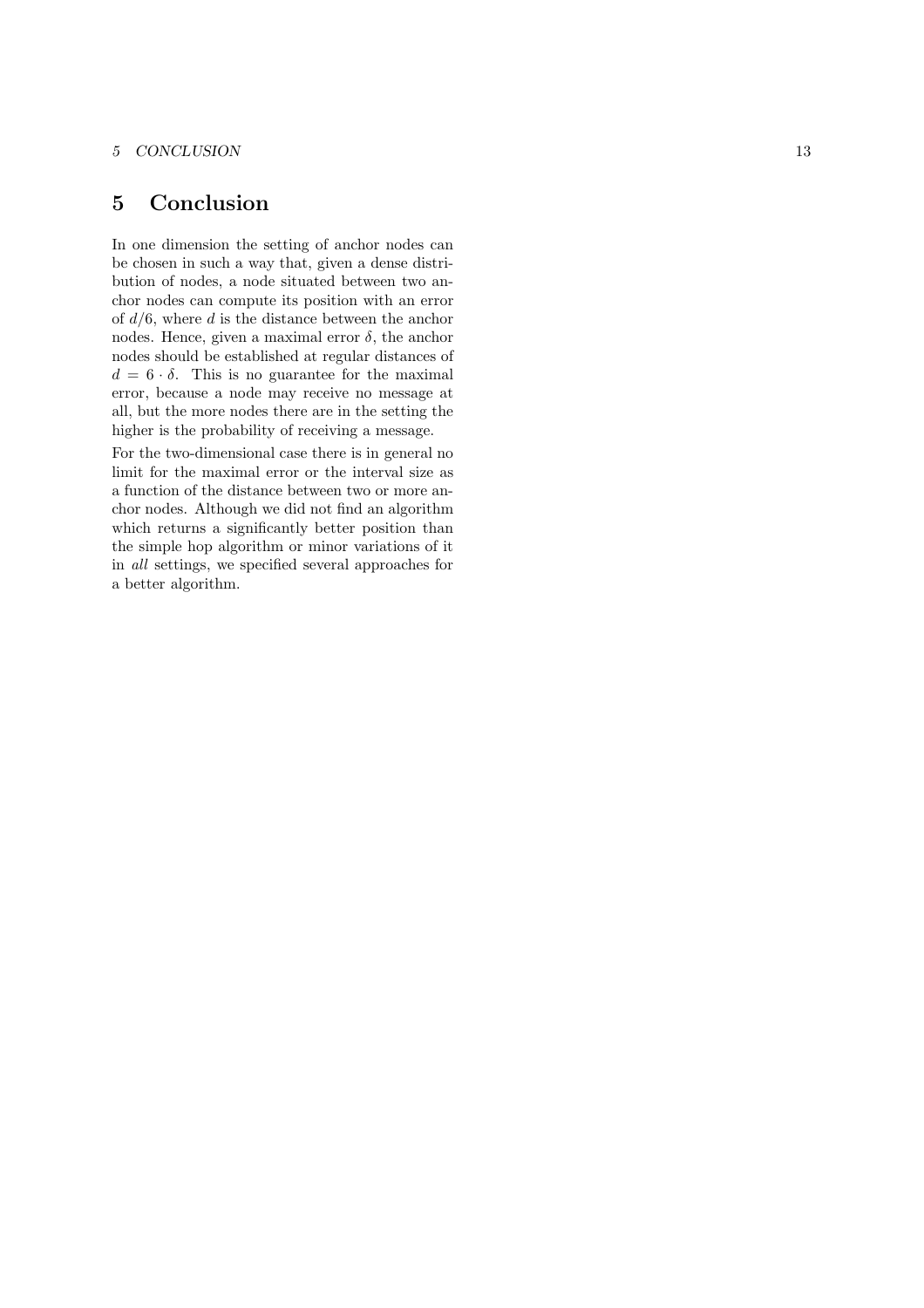# 5 Conclusion

In one dimension the setting of anchor nodes can be chosen in such a way that, given a dense distribution of nodes, a node situated between two anchor nodes can compute its position with an error of $d/6$, where $d$ is the distance between the anchor nodes. Hence, given a maximal error $\delta$, the anchor nodes should be established at regular distances of $d = 6 \cdot \delta$. This is no guarantee for the maximal error, because a node may receive no message at all, but the more nodes there are in the setting the higher is the probability of receiving a message.

For the two-dimensional case there is in general no limit for the maximal error or the interval size as a function of the distance between two or more anchor nodes. Although we did not find an algorithm which returns a significantly better position than the simple hop algorithm or minor variations of it in *all* settings, we specified several approaches for a better algorithm.